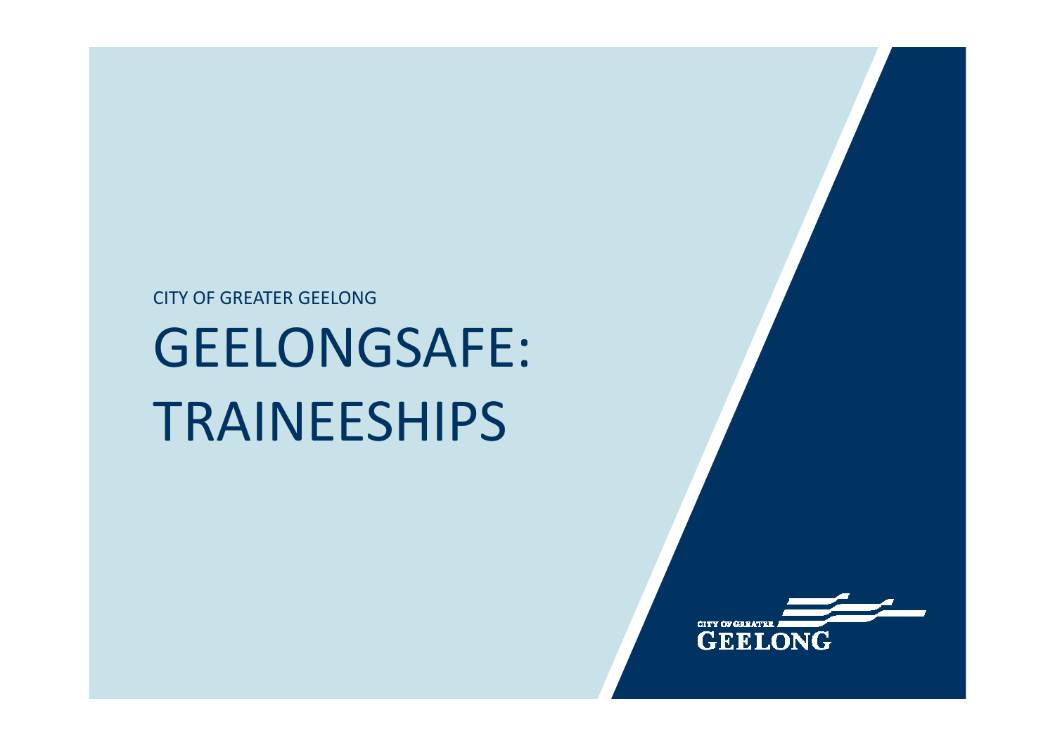CITY OF GREATER GEELONG

# GEELONGSAFE: TRAINEESHIPS

CITY OF GREATER GEELONG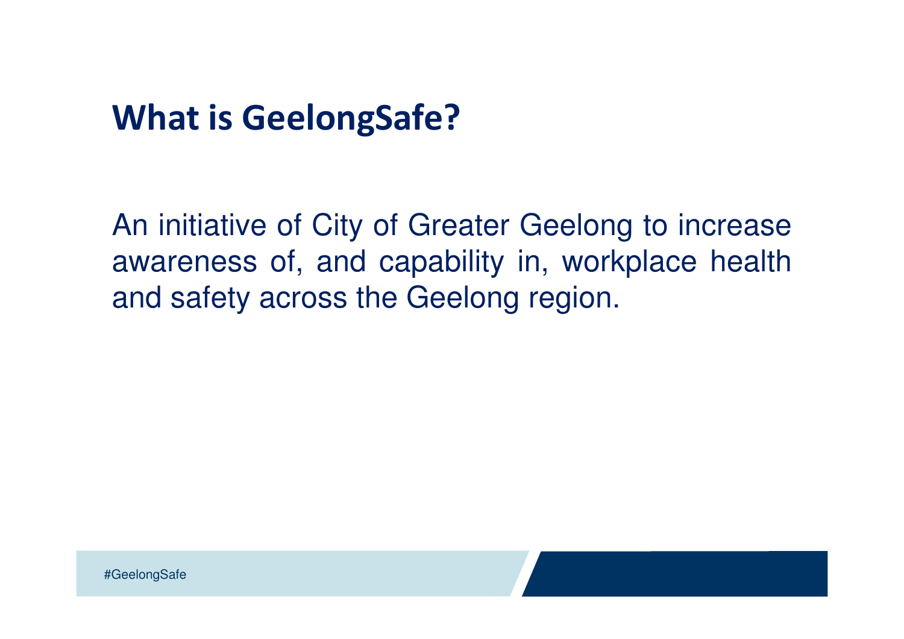# What is GeelongSafe?

An initiative of City of Greater Geelong to increase awareness of, and capability in, workplace health and safety across the Geelong region.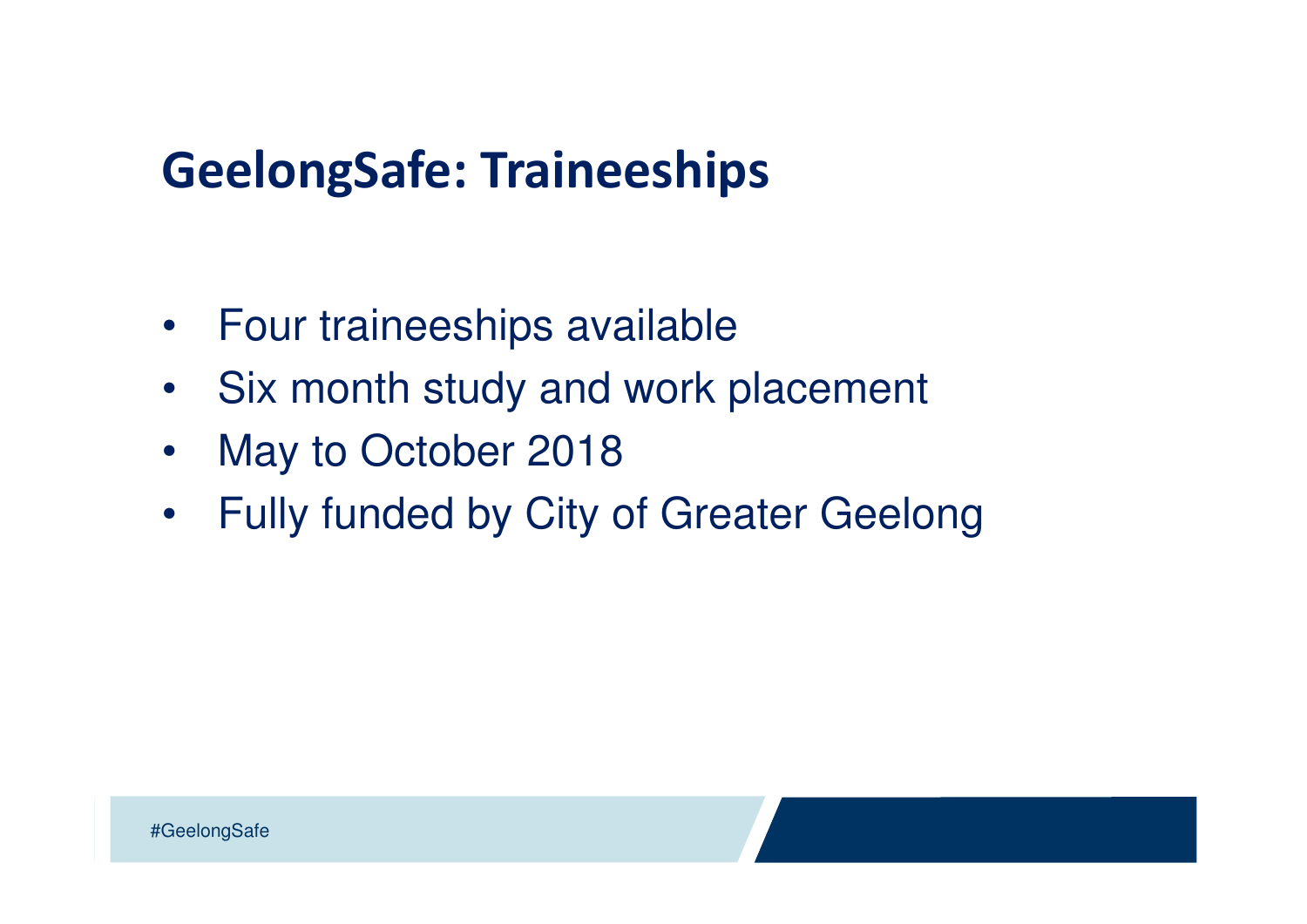# GeelongSafe: Traineeships

- Four traineeships available
- Six month study and work placement
- May to October 2018
- Fully funded by City of Greater Geelong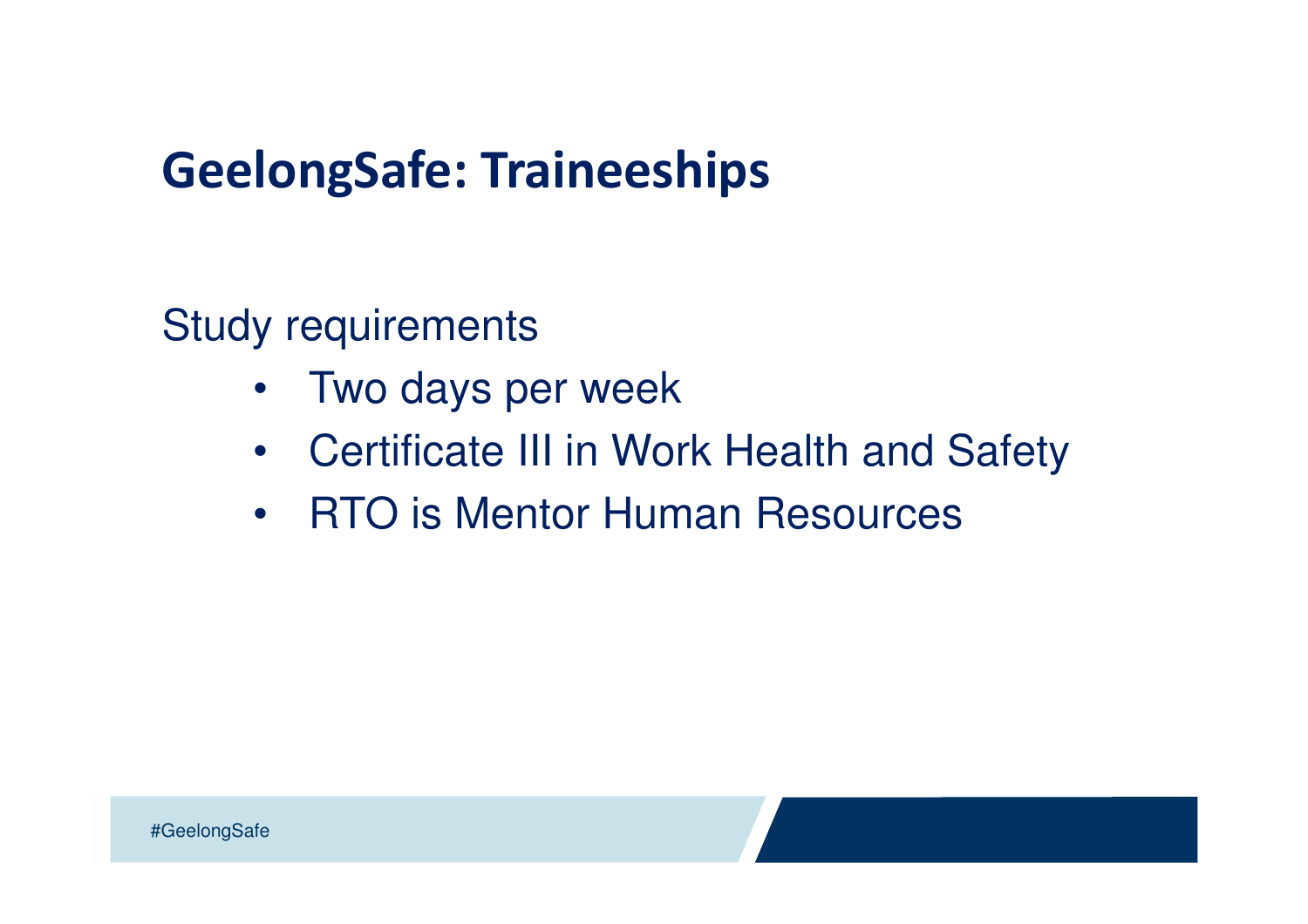# GeelongSafe: Traineeships

Study requirements

- Two days per week
- Certificate III in Work Health and Safety
- RTO is Mentor Human Resources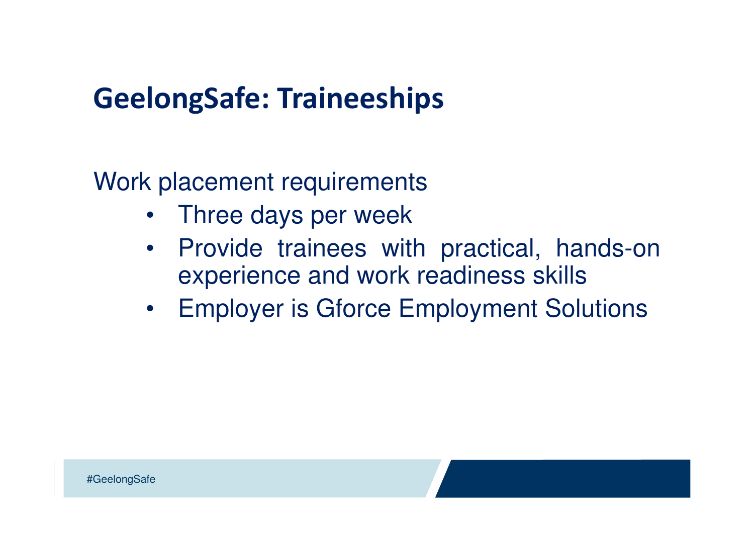# GeelongSafe: Traineeships

Work placement requirements

- Three days per week
- Provide trainees with practical, hands-on experience and work readiness skills
- Employer is Gforce Employment Solutions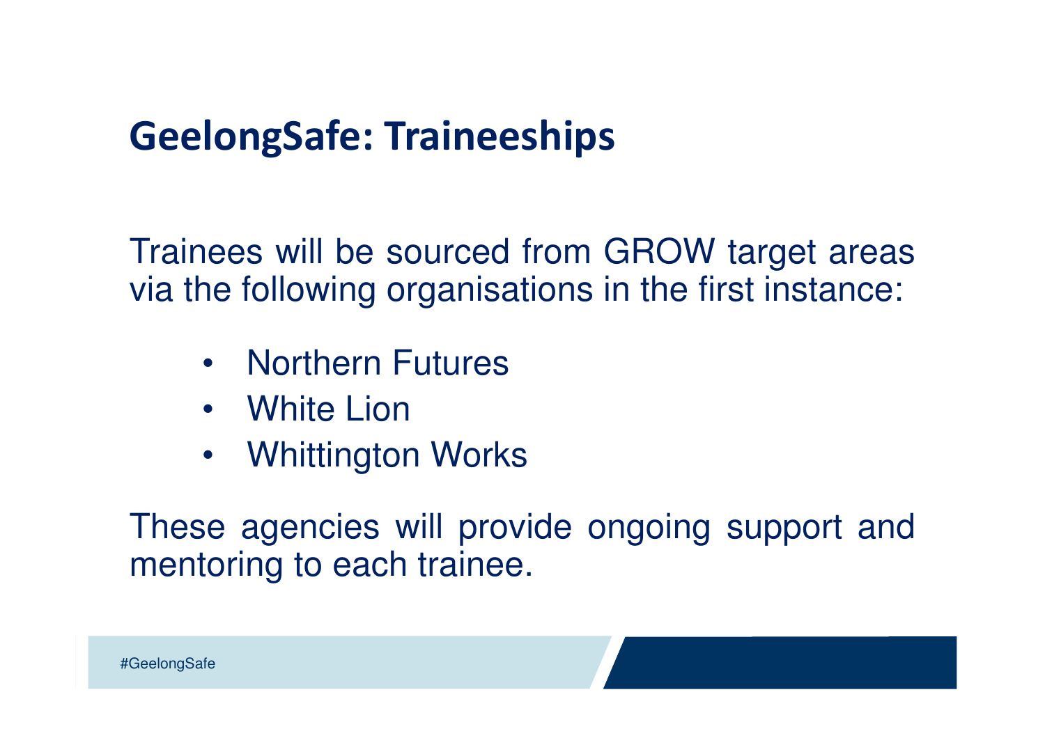# GeelongSafe: Traineeships

Trainees will be sourced from GROW target areas via the following organisations in the first instance:

- Northern Futures
- White Lion
- Whittington Works

These agencies will provide ongoing support and mentoring to each trainee.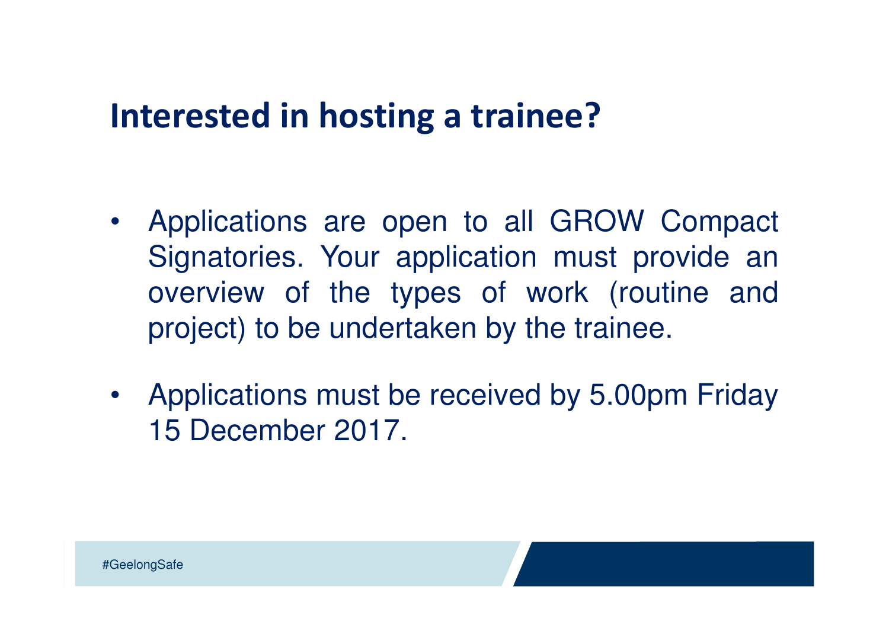# Interested in hosting a trainee?

- Applications are open to all GROW Compact Signatories. Your application must provide an overview of the types of work (routine and project) to be undertaken by the trainee.
- Applications must be received by 5.00pm Friday 15 December 2017.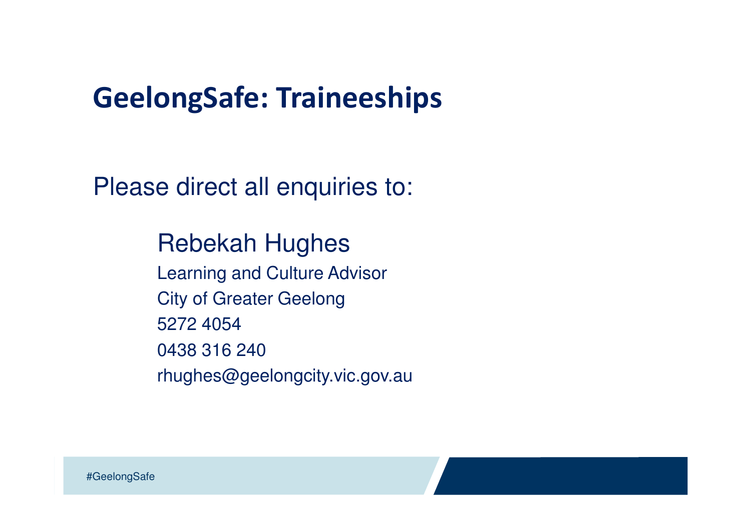# GeelongSafe: Traineeships

Please direct all enquiries to:

Rebekah Hughes
Learning and Culture Advisor
City of Greater Geelong
5272 4054
0438 316 240
rhughes@geelongcity.vic.gov.au